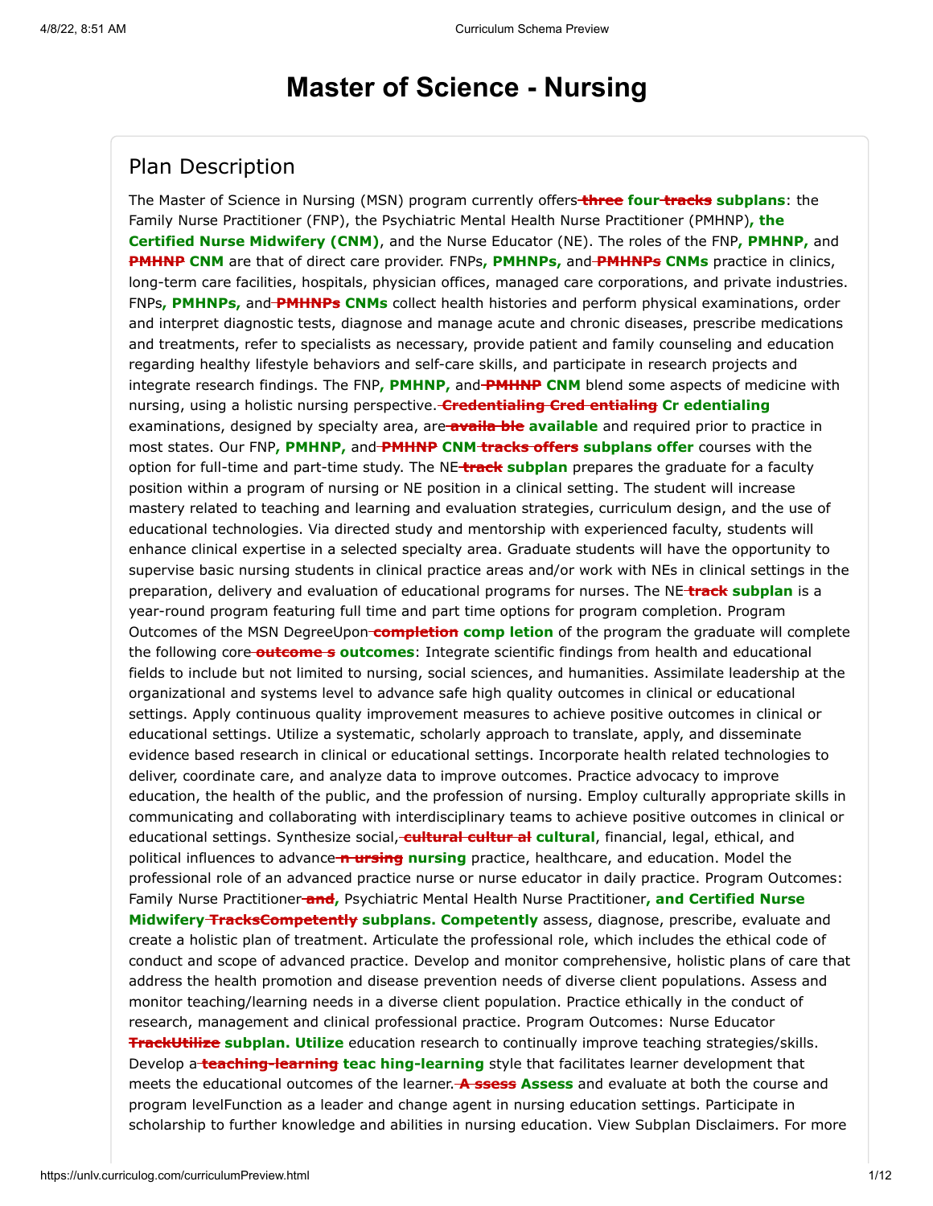# Master of Science - Nursing

## Plan Description

The Master of Science in Nursing (MSN) program currently offers ~~three~~ **four** ~~tracks~~ **subplans**: the Family Nurse Practitioner (FNP), the Psychiatric Mental Health Nurse Practitioner (PMHNP)**, the Certified Nurse Midwifery (CNM)**, and the Nurse Educator (NE). The roles of the FNP**, PMHNP,** and ~~PMHNP~~ **CNM** are that of direct care provider. FNPs**, PMHNPs,** and ~~PMHNPs~~ **CNMs** practice in clinics, long-term care facilities, hospitals, physician offices, managed care corporations, and private industries. FNPs**, PMHNPs,** and ~~PMHNPs~~ **CNMs** collect health histories and perform physical examinations, order and interpret diagnostic tests, diagnose and manage acute and chronic diseases, prescribe medications and treatments, refer to specialists as necessary, provide patient and family counseling and education regarding healthy lifestyle behaviors and self-care skills, and participate in research projects and integrate research findings. The FNP**, PMHNP,** and ~~PMHNP~~ **CNM** blend some aspects of medicine with nursing, using a holistic nursing perspective. ~~Credentialing Cred entialing~~ **Cr edentialing** examinations, designed by specialty area, are ~~availa ble~~ **available** and required prior to practice in most states. Our FNP**, PMHNP,** and ~~PMHNP~~ **CNM** ~~tracks offers~~ **subplans offer** courses with the option for full-time and part-time study. The NE ~~track~~ **subplan** prepares the graduate for a faculty position within a program of nursing or NE position in a clinical setting. The student will increase mastery related to teaching and learning and evaluation strategies, curriculum design, and the use of educational technologies. Via directed study and mentorship with experienced faculty, students will enhance clinical expertise in a selected specialty area. Graduate students will have the opportunity to supervise basic nursing students in clinical practice areas and/or work with NEs in clinical settings in the preparation, delivery and evaluation of educational programs for nurses. The NE ~~track~~ **subplan** is a year-round program featuring full time and part time options for program completion. Program Outcomes of the MSN DegreeUpon ~~completion~~ **comp letion** of the program the graduate will complete the following core ~~outcome s~~ **outcomes**: Integrate scientific findings from health and educational fields to include but not limited to nursing, social sciences, and humanities. Assimilate leadership at the organizational and systems level to advance safe high quality outcomes in clinical or educational settings. Apply continuous quality improvement measures to achieve positive outcomes in clinical or educational settings. Utilize a systematic, scholarly approach to translate, apply, and disseminate evidence based research in clinical or educational settings. Incorporate health related technologies to deliver, coordinate care, and analyze data to improve outcomes. Practice advocacy to improve education, the health of the public, and the profession of nursing. Employ culturally appropriate skills in communicating and collaborating with interdisciplinary teams to achieve positive outcomes in clinical or educational settings. Synthesize social, ~~cultural cultur al~~ **cultural**, financial, legal, ethical, and political influences to advance ~~n ursing~~ **nursing** practice, healthcare, and education. Model the professional role of an advanced practice nurse or nurse educator in daily practice. Program Outcomes: Family Nurse Practitioner ~~and~~**,** Psychiatric Mental Health Nurse Practitioner**, and Certified Nurse Midwifery** ~~TracksCompetently~~ **subplans. Competently** assess, diagnose, prescribe, evaluate and create a holistic plan of treatment. Articulate the professional role, which includes the ethical code of conduct and scope of advanced practice. Develop and monitor comprehensive, holistic plans of care that address the health promotion and disease prevention needs of diverse client populations. Assess and monitor teaching/learning needs in a diverse client population. Practice ethically in the conduct of research, management and clinical professional practice. Program Outcomes: Nurse Educator ~~TrackUtilize~~ **subplan. Utilize** education research to continually improve teaching strategies/skills. Develop a ~~teaching-learning~~ **teac hing-learning** style that facilitates learner development that meets the educational outcomes of the learner. ~~A ssess~~ **Assess** and evaluate at both the course and program levelFunction as a leader and change agent in nursing education settings. Participate in scholarship to further knowledge and abilities in nursing education. View Subplan Disclaimers. For more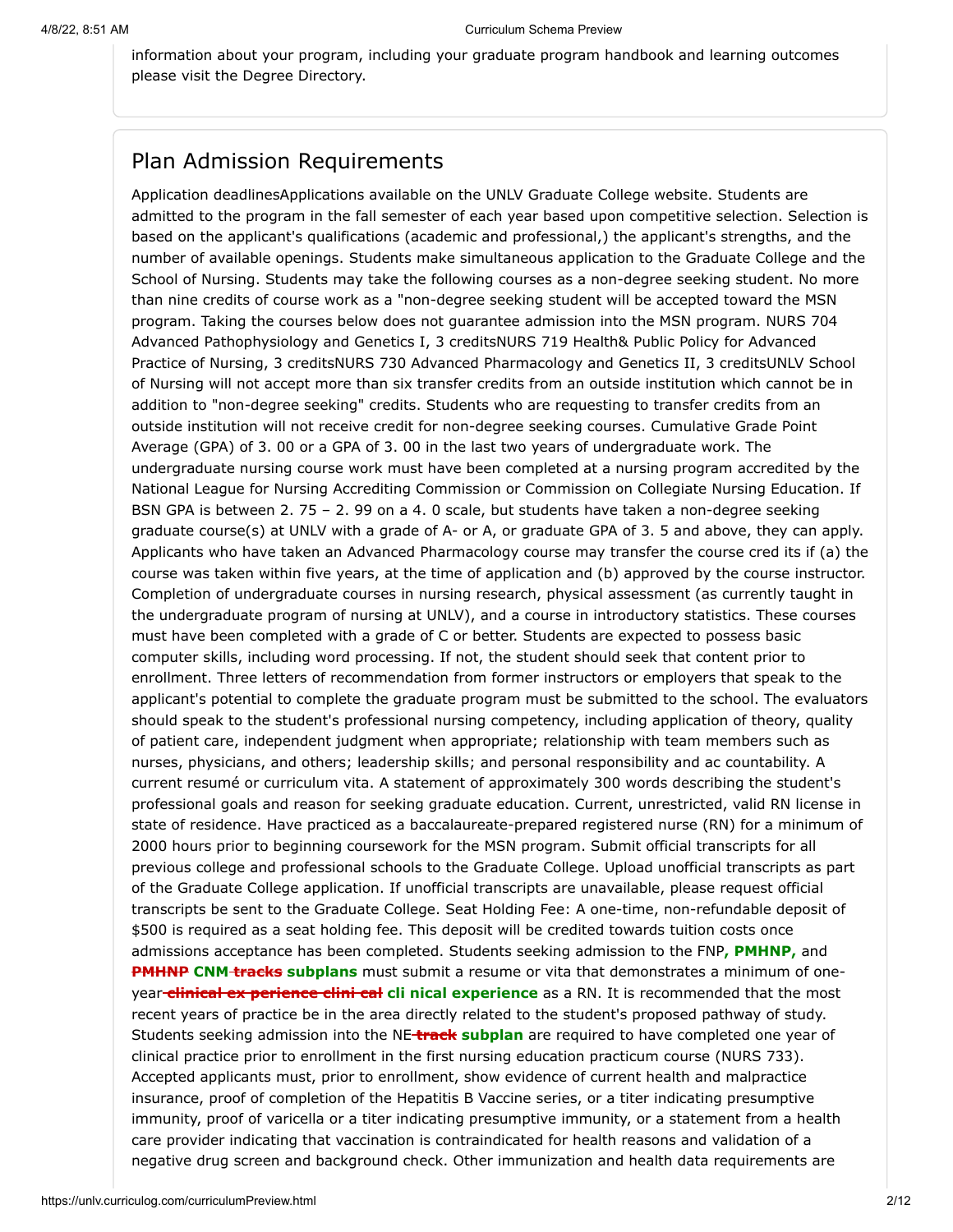information about your program, including your graduate program handbook and learning outcomes please visit the Degree Directory.

## Plan Admission Requirements

Application deadlinesApplications available on the UNLV Graduate College website. Students are admitted to the program in the fall semester of each year based upon competitive selection. Selection is based on the applicant's qualifications (academic and professional,) the applicant's strengths, and the number of available openings. Students make simultaneous application to the Graduate College and the School of Nursing. Students may take the following courses as a non-degree seeking student. No more than nine credits of course work as a "non-degree seeking student will be accepted toward the MSN program. Taking the courses below does not guarantee admission into the MSN program. NURS 704 Advanced Pathophysiology and Genetics I, 3 creditsNURS 719 Health& Public Policy for Advanced Practice of Nursing, 3 creditsNURS 730 Advanced Pharmacology and Genetics II, 3 creditsUNLV School of Nursing will not accept more than six transfer credits from an outside institution which cannot be in addition to "non-degree seeking" credits. Students who are requesting to transfer credits from an outside institution will not receive credit for non-degree seeking courses. Cumulative Grade Point Average (GPA) of 3. 00 or a GPA of 3. 00 in the last two years of undergraduate work. The undergraduate nursing course work must have been completed at a nursing program accredited by the National League for Nursing Accrediting Commission or Commission on Collegiate Nursing Education. If BSN GPA is between 2. 75 – 2. 99 on a 4. 0 scale, but students have taken a non-degree seeking graduate course(s) at UNLV with a grade of A- or A, or graduate GPA of 3. 5 and above, they can apply. Applicants who have taken an Advanced Pharmacology course may transfer the course cred its if (a) the course was taken within five years, at the time of application and (b) approved by the course instructor. Completion of undergraduate courses in nursing research, physical assessment (as currently taught in the undergraduate program of nursing at UNLV), and a course in introductory statistics. These courses must have been completed with a grade of C or better. Students are expected to possess basic computer skills, including word processing. If not, the student should seek that content prior to enrollment. Three letters of recommendation from former instructors or employers that speak to the applicant's potential to complete the graduate program must be submitted to the school. The evaluators should speak to the student's professional nursing competency, including application of theory, quality of patient care, independent judgment when appropriate; relationship with team members such as nurses, physicians, and others; leadership skills; and personal responsibility and ac countability. A current resumé or curriculum vita. A statement of approximately 300 words describing the student's professional goals and reason for seeking graduate education. Current, unrestricted, valid RN license in state of residence. Have practiced as a baccalaureate-prepared registered nurse (RN) for a minimum of 2000 hours prior to beginning coursework for the MSN program. Submit official transcripts for all previous college and professional schools to the Graduate College. Upload unofficial transcripts as part of the Graduate College application. If unofficial transcripts are unavailable, please request official transcripts be sent to the Graduate College. Seat Holding Fee: A one-time, non-refundable deposit of $500 is required as a seat holding fee. This deposit will be credited towards tuition costs once admissions acceptance has been completed. Students seeking admission to the FNP**, PMHNP,** and ~~PMHNP~~ **CNM** ~~tracks~~ **subplans** must submit a resume or vita that demonstrates a minimum of one-year ~~clinical ex perience clini cal~~ **cli nical experience** as a RN. It is recommended that the most recent years of practice be in the area directly related to the student's proposed pathway of study. Students seeking admission into the NE ~~track~~ **subplan** are required to have completed one year of clinical practice prior to enrollment in the first nursing education practicum course (NURS 733). Accepted applicants must, prior to enrollment, show evidence of current health and malpractice insurance, proof of completion of the Hepatitis B Vaccine series, or a titer indicating presumptive immunity, proof of varicella or a titer indicating presumptive immunity, or a statement from a health care provider indicating that vaccination is contraindicated for health reasons and validation of a negative drug screen and background check. Other immunization and health data requirements are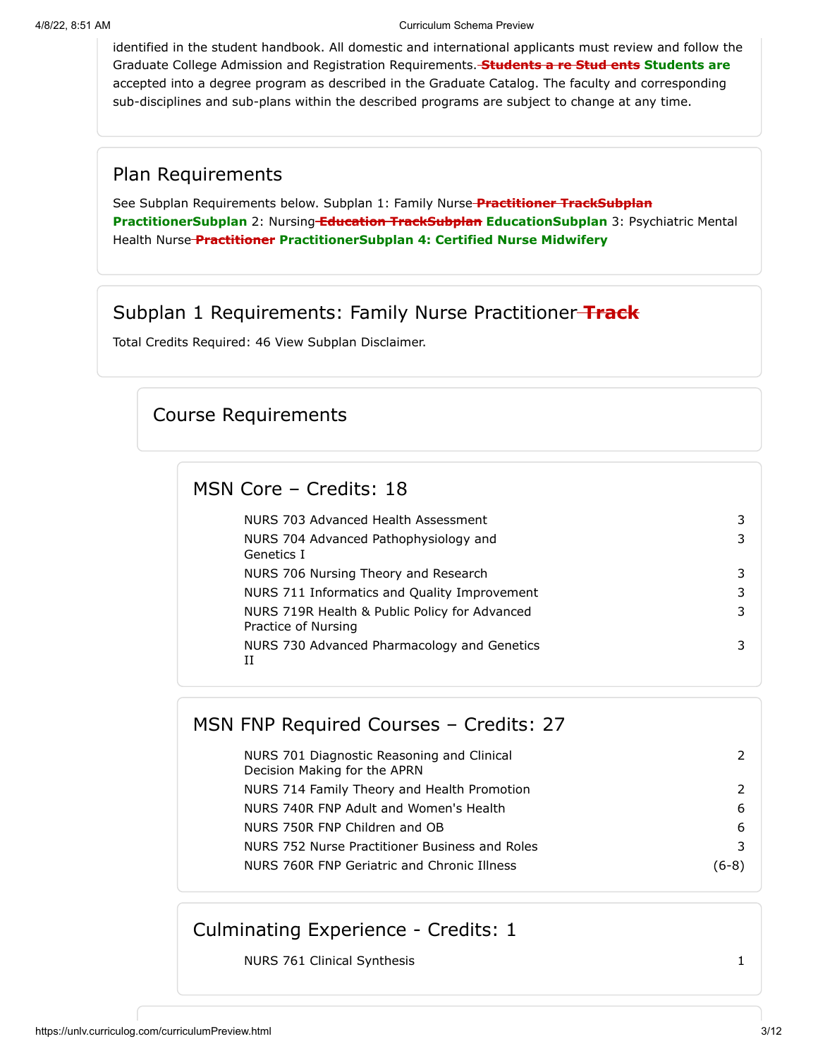identified in the student handbook. All domestic and international applicants must review and follow the Graduate College Admission and Registration Requirements. ~~Students a re Stud ents~~ **Students are** accepted into a degree program as described in the Graduate Catalog. The faculty and corresponding sub-disciplines and sub-plans within the described programs are subject to change at any time.

## Plan Requirements

See Subplan Requirements below. Subplan 1: Family Nurse ~~Practitioner TrackSubplan~~ **PractitionerSubplan** 2: Nursing ~~Education TrackSubplan~~ **EducationSubplan** 3: Psychiatric Mental Health Nurse ~~Practitioner~~ **PractitionerSubplan 4: Certified Nurse Midwifery**

## Subplan 1 Requirements: Family Nurse Practitioner ~~Track~~

Total Credits Required: 46 View Subplan Disclaimer.

### Course Requirements

#### MSN Core – Credits: 18

| Course | Credits |
|---|---|
| NURS 703 Advanced Health Assessment | 3 |
| NURS 704 Advanced Pathophysiology and Genetics I | 3 |
| NURS 706 Nursing Theory and Research | 3 |
| NURS 711 Informatics and Quality Improvement | 3 |
| NURS 719R Health & Public Policy for Advanced Practice of Nursing | 3 |
| NURS 730 Advanced Pharmacology and Genetics II | 3 |

#### MSN FNP Required Courses – Credits: 27

| Course | Credits |
|---|---|
| NURS 701 Diagnostic Reasoning and Clinical Decision Making for the APRN | 2 |
| NURS 714 Family Theory and Health Promotion | 2 |
| NURS 740R FNP Adult and Women's Health | 6 |
| NURS 750R FNP Children and OB | 6 |
| NURS 752 Nurse Practitioner Business and Roles | 3 |
| NURS 760R FNP Geriatric and Chronic Illness | (6-8) |

#### Culminating Experience - Credits: 1

| Course | Credits |
|---|---|
| NURS 761 Clinical Synthesis | 1 |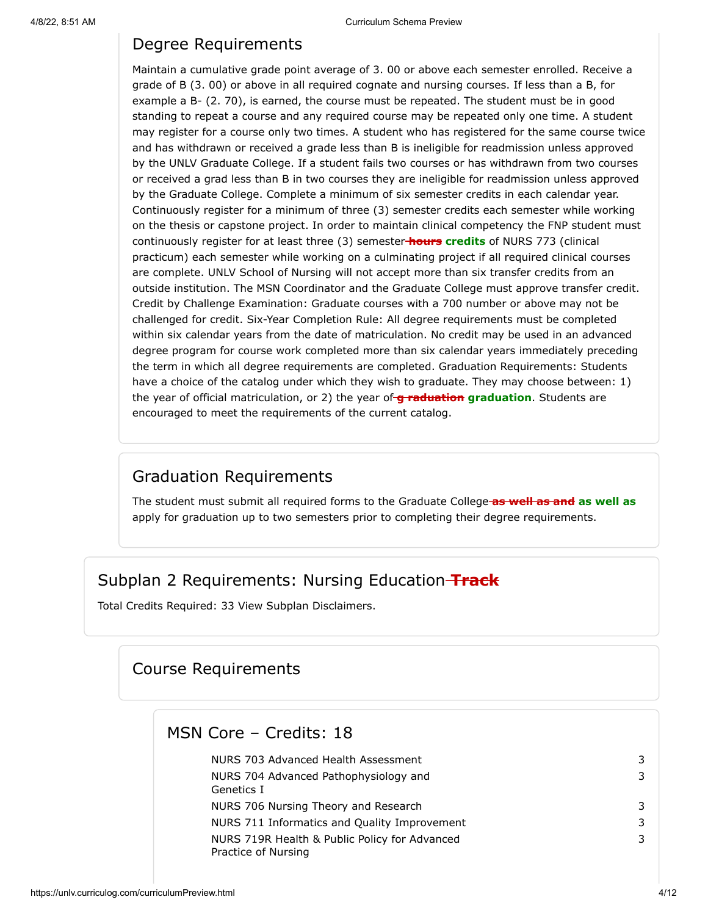## Degree Requirements

Maintain a cumulative grade point average of 3. 00 or above each semester enrolled. Receive a grade of B (3. 00) or above in all required cognate and nursing courses. If less than a B, for example a B- (2. 70), is earned, the course must be repeated. The student must be in good standing to repeat a course and any required course may be repeated only one time. A student may register for a course only two times. A student who has registered for the same course twice and has withdrawn or received a grade less than B is ineligible for readmission unless approved by the UNLV Graduate College. If a student fails two courses or has withdrawn from two courses or received a grad less than B in two courses they are ineligible for readmission unless approved by the Graduate College. Complete a minimum of six semester credits in each calendar year. Continuously register for a minimum of three (3) semester credits each semester while working on the thesis or capstone project. In order to maintain clinical competency the FNP student must continuously register for at least three (3) semester ~~hours~~ **credits** of NURS 773 (clinical practicum) each semester while working on a culminating project if all required clinical courses are complete. UNLV School of Nursing will not accept more than six transfer credits from an outside institution. The MSN Coordinator and the Graduate College must approve transfer credit. Credit by Challenge Examination: Graduate courses with a 700 number or above may not be challenged for credit. Six-Year Completion Rule: All degree requirements must be completed within six calendar years from the date of matriculation. No credit may be used in an advanced degree program for course work completed more than six calendar years immediately preceding the term in which all degree requirements are completed. Graduation Requirements: Students have a choice of the catalog under which they wish to graduate. They may choose between: 1) the year of official matriculation, or 2) the year of ~~g raduation~~ **graduation**. Students are encouraged to meet the requirements of the current catalog.

## Graduation Requirements

The student must submit all required forms to the Graduate College ~~as well as and~~ **as well as** apply for graduation up to two semesters prior to completing their degree requirements.

## Subplan 2 Requirements: Nursing Education ~~Track~~

Total Credits Required: 33 View Subplan Disclaimers.

## Course Requirements

### MSN Core – Credits: 18

| Course | Credits |
| --- | --- |
| NURS 703 Advanced Health Assessment | 3 |
| NURS 704 Advanced Pathophysiology and Genetics I | 3 |
| NURS 706 Nursing Theory and Research | 3 |
| NURS 711 Informatics and Quality Improvement | 3 |
| NURS 719R Health & Public Policy for Advanced Practice of Nursing | 3 |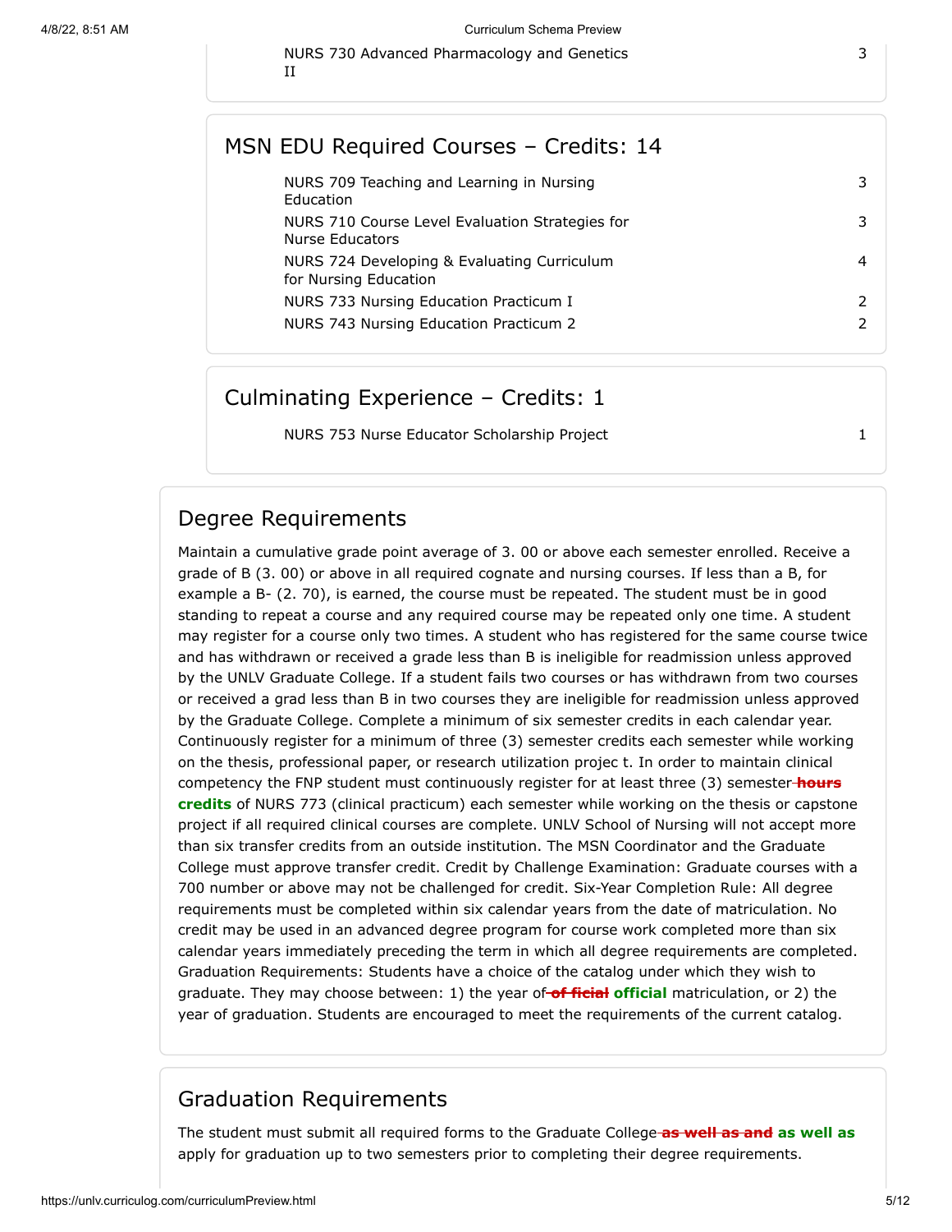| | |
|---|---|
| NURS 730 Advanced Pharmacology and Genetics II | 3 |

## MSN EDU Required Courses – Credits: 14

| | |
|---|---|
| NURS 709 Teaching and Learning in Nursing Education | 3 |
| NURS 710 Course Level Evaluation Strategies for Nurse Educators | 3 |
| NURS 724 Developing & Evaluating Curriculum for Nursing Education | 4 |
| NURS 733 Nursing Education Practicum I | 2 |
| NURS 743 Nursing Education Practicum 2 | 2 |

## Culminating Experience – Credits: 1

| | |
|---|---|
| NURS 753 Nurse Educator Scholarship Project | 1 |

## Degree Requirements

Maintain a cumulative grade point average of 3. 00 or above each semester enrolled. Receive a grade of B (3. 00) or above in all required cognate and nursing courses. If less than a B, for example a B- (2. 70), is earned, the course must be repeated. The student must be in good standing to repeat a course and any required course may be repeated only one time. A student may register for a course only two times. A student who has registered for the same course twice and has withdrawn or received a grade less than B is ineligible for readmission unless approved by the UNLV Graduate College. If a student fails two courses or has withdrawn from two courses or received a grad less than B in two courses they are ineligible for readmission unless approved by the Graduate College. Complete a minimum of six semester credits in each calendar year. Continuously register for a minimum of three (3) semester credits each semester while working on the thesis, professional paper, or research utilization projec t. In order to maintain clinical competency the FNP student must continuously register for at least three (3) semester ~~**hours**~~ **credits** of NURS 773 (clinical practicum) each semester while working on the thesis or capstone project if all required clinical courses are complete. UNLV School of Nursing will not accept more than six transfer credits from an outside institution. The MSN Coordinator and the Graduate College must approve transfer credit. Credit by Challenge Examination: Graduate courses with a 700 number or above may not be challenged for credit. Six-Year Completion Rule: All degree requirements must be completed within six calendar years from the date of matriculation. No credit may be used in an advanced degree program for course work completed more than six calendar years immediately preceding the term in which all degree requirements are completed. Graduation Requirements: Students have a choice of the catalog under which they wish to graduate. They may choose between: 1) the year of ~~**of ficial**~~ **official** matriculation, or 2) the year of graduation. Students are encouraged to meet the requirements of the current catalog.

## Graduation Requirements

The student must submit all required forms to the Graduate College ~~**as well as and**~~ **as well as** apply for graduation up to two semesters prior to completing their degree requirements.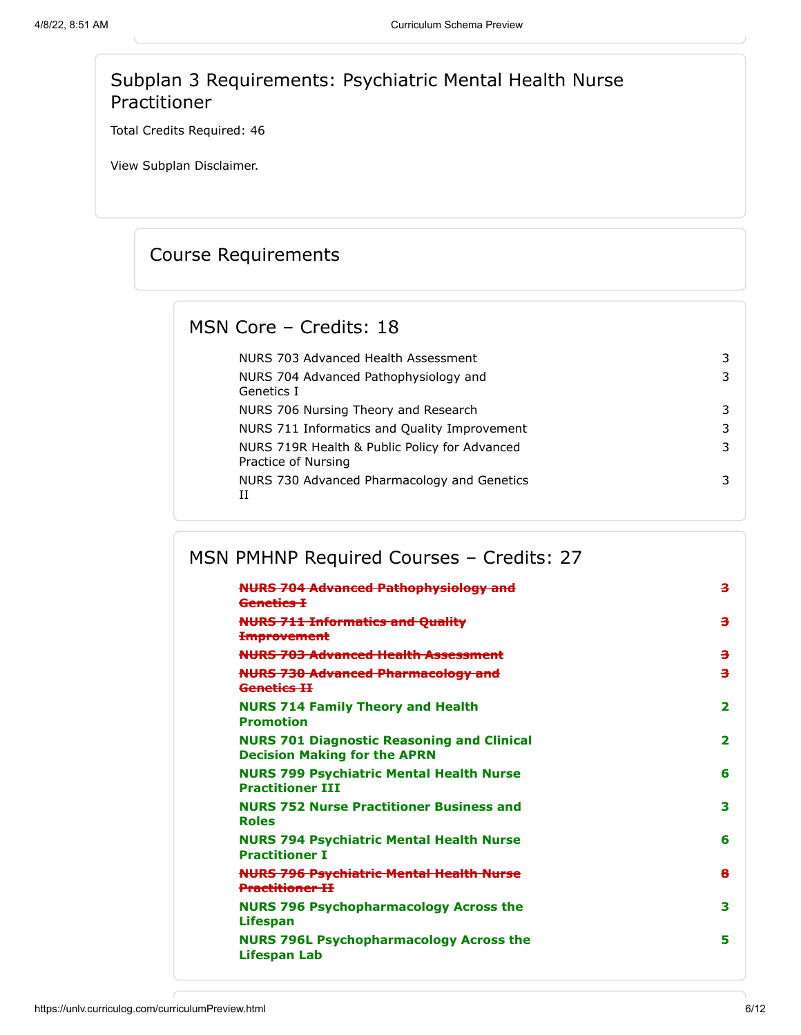## Subplan 3 Requirements: Psychiatric Mental Health Nurse Practitioner

Total Credits Required: 46

View Subplan Disclaimer.

### Course Requirements

#### MSN Core – Credits: 18

| Course | Credits |
|---|---|
| NURS 703 Advanced Health Assessment | 3 |
| NURS 704 Advanced Pathophysiology and Genetics I | 3 |
| NURS 706 Nursing Theory and Research | 3 |
| NURS 711 Informatics and Quality Improvement | 3 |
| NURS 719R Health & Public Policy for Advanced Practice of Nursing | 3 |
| NURS 730 Advanced Pharmacology and Genetics II | 3 |

#### MSN PMHNP Required Courses – Credits: 27

| Course | Credits |
|---|---|
| ~~**NURS 704 Advanced Pathophysiology and Genetics I**~~ | ~~**3**~~ |
| ~~**NURS 711 Informatics and Quality Improvement**~~ | ~~**3**~~ |
| ~~**NURS 703 Advanced Health Assessment**~~ | ~~**3**~~ |
| ~~**NURS 730 Advanced Pharmacology and Genetics II**~~ | ~~**3**~~ |
| **NURS 714 Family Theory and Health Promotion** | **2** |
| **NURS 701 Diagnostic Reasoning and Clinical Decision Making for the APRN** | **2** |
| **NURS 799 Psychiatric Mental Health Nurse Practitioner III** | **6** |
| **NURS 752 Nurse Practitioner Business and Roles** | **3** |
| **NURS 794 Psychiatric Mental Health Nurse Practitioner I** | **6** |
| ~~**NURS 796 Psychiatric Mental Health Nurse Practitioner II**~~ | ~~**8**~~ |
| **NURS 796 Psychopharmacology Across the Lifespan** | **3** |
| **NURS 796L Psychopharmacology Across the Lifespan Lab** | **5** |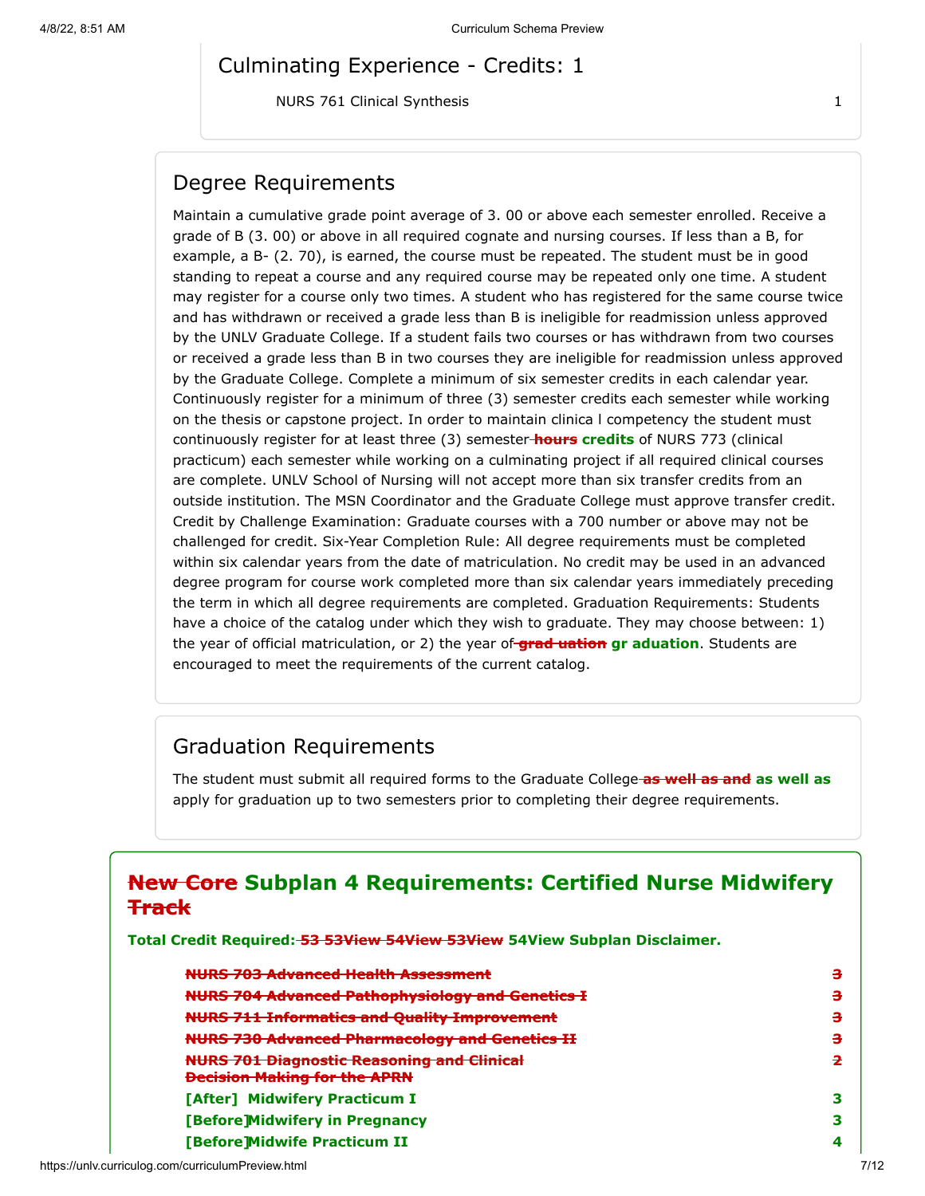## Culminating Experience - Credits: 1

| | |
|---|---|
| NURS 761 Clinical Synthesis | 1 |

## Degree Requirements

Maintain a cumulative grade point average of 3. 00 or above each semester enrolled. Receive a grade of B (3. 00) or above in all required cognate and nursing courses. If less than a B, for example, a B- (2. 70), is earned, the course must be repeated. The student must be in good standing to repeat a course and any required course may be repeated only one time. A student may register for a course only two times. A student who has registered for the same course twice and has withdrawn or received a grade less than B is ineligible for readmission unless approved by the UNLV Graduate College. If a student fails two courses or has withdrawn from two courses or received a grade less than B in two courses they are ineligible for readmission unless approved by the Graduate College. Complete a minimum of six semester credits in each calendar year. Continuously register for a minimum of three (3) semester credits each semester while working on the thesis or capstone project. In order to maintain clinica l competency the student must continuously register for at least three (3) semester ~~hours~~ **credits** of NURS 773 (clinical practicum) each semester while working on a culminating project if all required clinical courses are complete. UNLV School of Nursing will not accept more than six transfer credits from an outside institution. The MSN Coordinator and the Graduate College must approve transfer credit. Credit by Challenge Examination: Graduate courses with a 700 number or above may not be challenged for credit. Six-Year Completion Rule: All degree requirements must be completed within six calendar years from the date of matriculation. No credit may be used in an advanced degree program for course work completed more than six calendar years immediately preceding the term in which all degree requirements are completed. Graduation Requirements: Students have a choice of the catalog under which they wish to graduate. They may choose between: 1) the year of official matriculation, or 2) the year of ~~grad uation~~ **gr aduation**. Students are encouraged to meet the requirements of the current catalog.

## Graduation Requirements

The student must submit all required forms to the Graduate College ~~as well as and~~ **as well as** apply for graduation up to two semesters prior to completing their degree requirements.

## ~~New Core~~ **Subplan 4 Requirements: Certified Nurse Midwifery** ~~Track~~

**Total Credit Required:** ~~53 53View 54View 53View~~ **54View Subplan Disclaimer.**

| | |
|---|---|
| ~~NURS 703 Advanced Health Assessment~~ | ~~3~~ |
| ~~NURS 704 Advanced Pathophysiology and Genetics I~~ | ~~3~~ |
| ~~NURS 711 Informatics and Quality Improvement~~ | ~~3~~ |
| ~~NURS 730 Advanced Pharmacology and Genetics II~~ | ~~3~~ |
| ~~NURS 701 Diagnostic Reasoning and Clinical Decision Making for the APRN~~ | ~~2~~ |
| **[After] Midwifery Practicum I** | **3** |
| **[Before]Midwifery in Pregnancy** | **3** |
| **[Before]Midwife Practicum II** | **4** |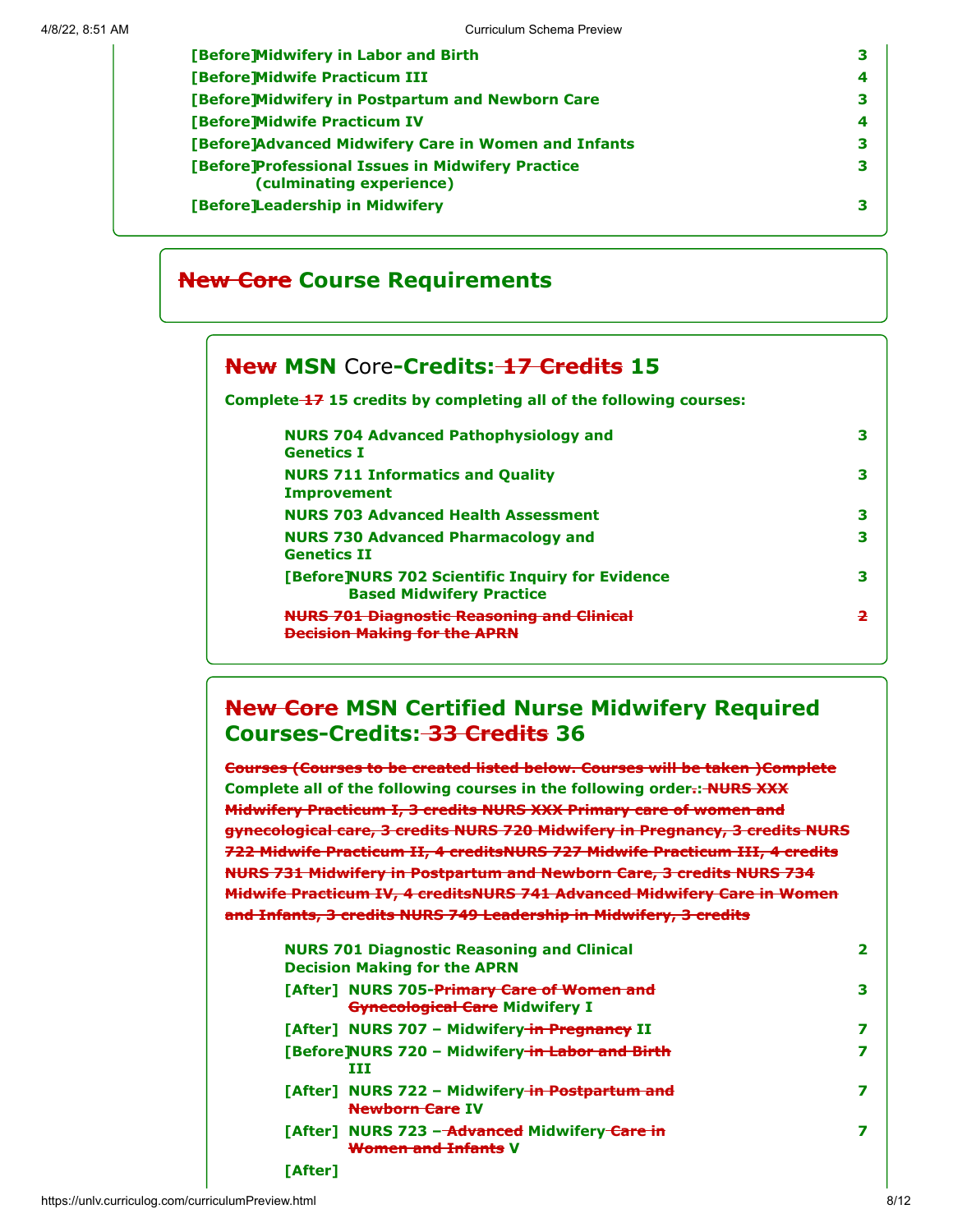| | | |
|---|---|---|
| [Before] | Midwifery in Labor and Birth | 3 |
| [Before] | Midwife Practicum III | 4 |
| [Before] | Midwifery in Postpartum and Newborn Care | 3 |
| [Before] | Midwife Practicum IV | 4 |
| [Before] | Advanced Midwifery Care in Women and Infants | 3 |
| [Before] | Professional Issues in Midwifery Practice (culminating experience) | 3 |
| [Before] | Leadership in Midwifery | 3 |

## ~~New Core~~ Course Requirements

### ~~New~~ MSN Core-Credits: ~~17 Credits~~ 15

**Complete ~~17~~ 15 credits by completing all of the following courses:**

| | | |
|---|---|---|
| | NURS 704 Advanced Pathophysiology and Genetics I | 3 |
| | NURS 711 Informatics and Quality Improvement | 3 |
| | NURS 703 Advanced Health Assessment | 3 |
| | NURS 730 Advanced Pharmacology and Genetics II | 3 |
| [Before] | NURS 702 Scientific Inquiry for Evidence Based Midwifery Practice | 3 |
| | ~~NURS 701 Diagnostic Reasoning and Clinical Decision Making for the APRN~~ | ~~2~~ |

### ~~New Core~~ MSN Certified Nurse Midwifery Required Courses-Credits: ~~33 Credits~~ 36

~~Courses (Courses to be created listed below. Courses will be taken )Complete~~ **Complete all of the following courses in the following order~~.:~~** ~~NURS XXX Midwifery Practicum I, 3 credits NURS XXX Primary care of women and gynecological care, 3 credits NURS 720 Midwifery in Pregnancy, 3 credits NURS 722 Midwife Practicum II, 4 creditsNURS 727 Midwife Practicum III, 4 credits NURS 731 Midwifery in Postpartum and Newborn Care, 3 credits NURS 734 Midwife Practicum IV, 4 creditsNURS 741 Advanced Midwifery Care in Women and Infants, 3 credits NURS 749 Leadership in Midwifery, 3 credits~~

| | | |
|---|---|---|
| | NURS 701 Diagnostic Reasoning and Clinical Decision Making for the APRN | 2 |
| [After] | NURS 705-~~Primary Care of Women and Gynecological Care~~ Midwifery I | 3 |
| [After] | NURS 707 – Midwifery ~~in Pregnancy~~ II | 7 |
| [Before] | NURS 720 – Midwifery ~~in Labor and Birth~~ III | 7 |
| [After] | NURS 722 – Midwifery ~~in Postpartum and Newborn Care~~ IV | 7 |
| [After] | NURS 723 – ~~Advanced~~ Midwifery ~~Care in Women and Infants~~ V | 7 |
| [After] | | |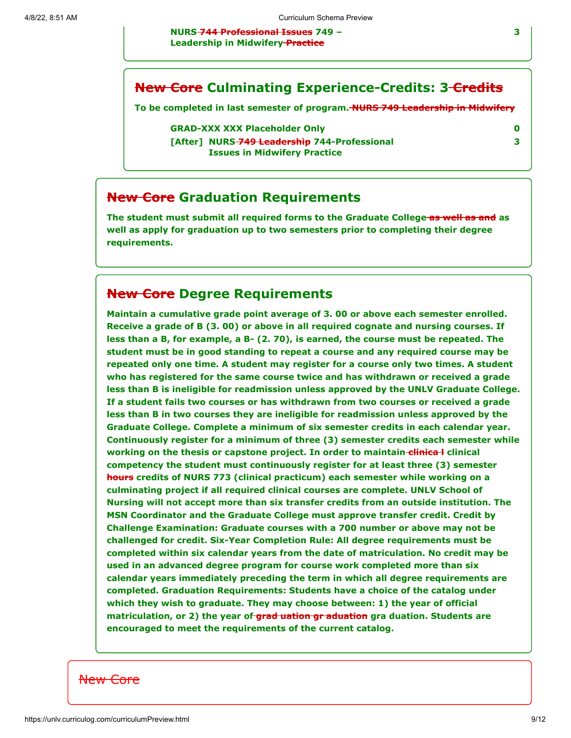NURS ~~744 Professional Issues~~ 749 – Leadership in Midwifery ~~Practice~~ | 3

## ~~New Core~~ Culminating Experience-Credits: 3 ~~Credits~~

**To be completed in last semester of program.** ~~NURS 749 Leadership in Midwifery~~

| | |
|---|---|
| GRAD-XXX XXX Placeholder Only | 0 |
| [After] NURS ~~749 Leadership~~ 744-Professional Issues in Midwifery Practice | 3 |

## ~~New Core~~ Graduation Requirements

**The student must submit all required forms to the Graduate College ~~as well as and~~ as well as apply for graduation up to two semesters prior to completing their degree requirements.**

## ~~New Core~~ Degree Requirements

**Maintain a cumulative grade point average of 3. 00 or above each semester enrolled. Receive a grade of B (3. 00) or above in all required cognate and nursing courses. If less than a B, for example, a B- (2. 70), is earned, the course must be repeated. The student must be in good standing to repeat a course and any required course may be repeated only one time. A student may register for a course only two times. A student who has registered for the same course twice and has withdrawn or received a grade less than B is ineligible for readmission unless approved by the UNLV Graduate College. If a student fails two courses or has withdrawn from two courses or received a grade less than B in two courses they are ineligible for readmission unless approved by the Graduate College. Complete a minimum of six semester credits in each calendar year. Continuously register for a minimum of three (3) semester credits each semester while working on the thesis or capstone project. In order to maintain ~~clinica l~~ clinical competency the student must continuously register for at least three (3) semester ~~hours~~ credits of NURS 773 (clinical practicum) each semester while working on a culminating project if all required clinical courses are complete. UNLV School of Nursing will not accept more than six transfer credits from an outside institution. The MSN Coordinator and the Graduate College must approve transfer credit. Credit by Challenge Examination: Graduate courses with a 700 number or above may not be challenged for credit. Six-Year Completion Rule: All degree requirements must be completed within six calendar years from the date of matriculation. No credit may be used in an advanced degree program for course work completed more than six calendar years immediately preceding the term in which all degree requirements are completed. Graduation Requirements: Students have a choice of the catalog under which they wish to graduate. They may choose between: 1) the year of official matriculation, or 2) the year of ~~grad uation gr aduation~~ gra duation. Students are encouraged to meet the requirements of the current catalog.**

~~New Core~~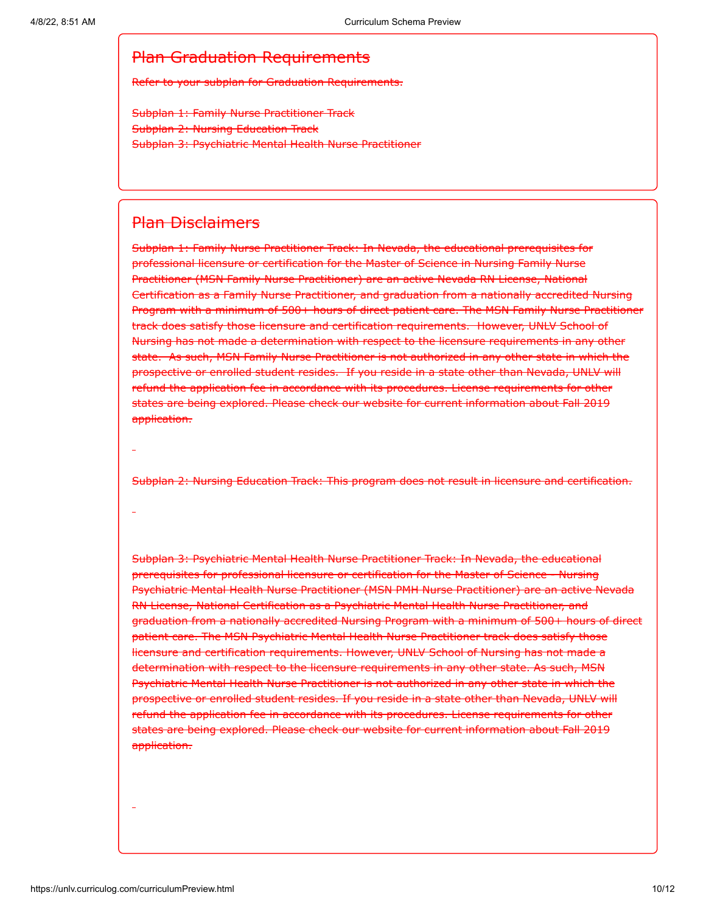## ~~Plan Graduation Requirements~~

~~Refer to your subplan for Graduation Requirements.~~

~~Subplan 1: Family Nurse Practitioner Track~~
~~Subplan 2: Nursing Education Track~~
~~Subplan 3: Psychiatric Mental Health Nurse Practitioner~~

## ~~Plan Disclaimers~~

~~Subplan 1: Family Nurse Practitioner Track: In Nevada, the educational prerequisites for professional licensure or certification for the Master of Science in Nursing Family Nurse Practitioner (MSN Family Nurse Practitioner) are an active Nevada RN License, National Certification as a Family Nurse Practitioner, and graduation from a nationally accredited Nursing Program with a minimum of 500+ hours of direct patient care. The MSN Family Nurse Practitioner track does satisfy those licensure and certification requirements. However, UNLV School of Nursing has not made a determination with respect to the licensure requirements in any other state. As such, MSN Family Nurse Practitioner is not authorized in any other state in which the prospective or enrolled student resides. If you reside in a state other than Nevada, UNLV will refund the application fee in accordance with its procedures. License requirements for other states are being explored. Please check our website for current information about Fall 2019 application.~~

~~Subplan 2: Nursing Education Track: This program does not result in licensure and certification.~~

~~Subplan 3: Psychiatric Mental Health Nurse Practitioner Track: In Nevada, the educational prerequisites for professional licensure or certification for the Master of Science - Nursing Psychiatric Mental Health Nurse Practitioner (MSN PMH Nurse Practitioner) are an active Nevada RN License, National Certification as a Psychiatric Mental Health Nurse Practitioner, and graduation from a nationally accredited Nursing Program with a minimum of 500+ hours of direct patient care. The MSN Psychiatric Mental Health Nurse Practitioner track does satisfy those licensure and certification requirements. However, UNLV School of Nursing has not made a determination with respect to the licensure requirements in any other state. As such, MSN Psychiatric Mental Health Nurse Practitioner is not authorized in any other state in which the prospective or enrolled student resides. If you reside in a state other than Nevada, UNLV will refund the application fee in accordance with its procedures. License requirements for other states are being explored. Please check our website for current information about Fall 2019 application.~~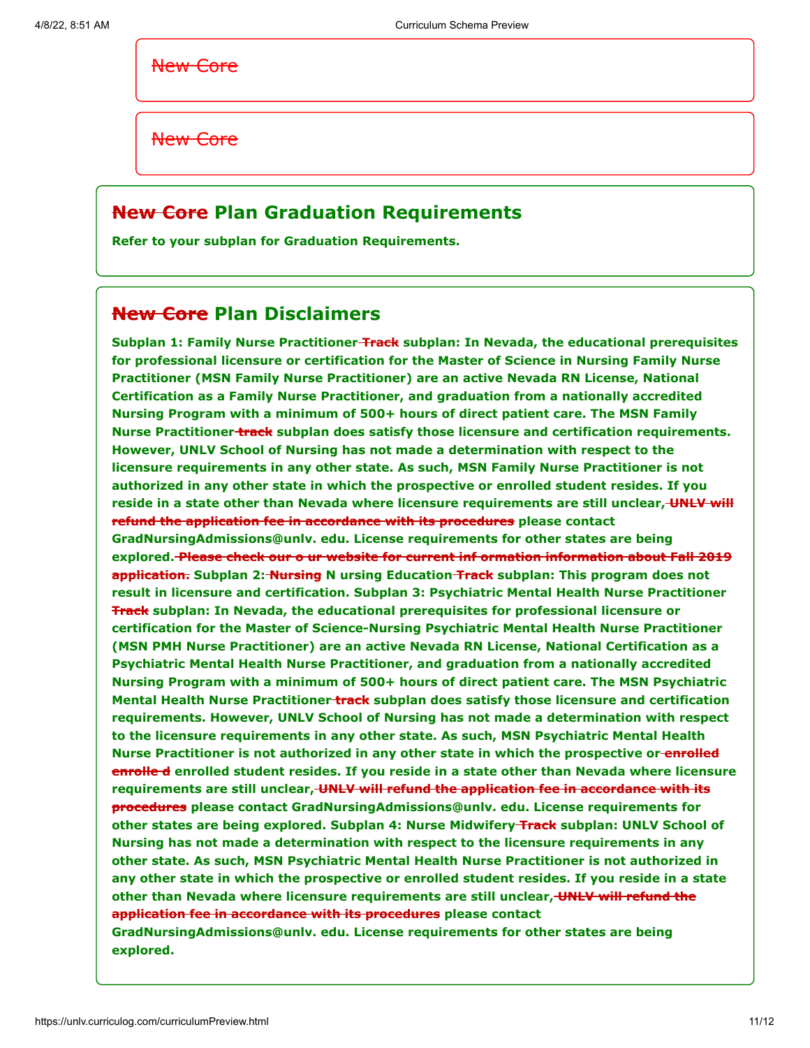~~New Core~~

~~New Core~~

## ~~New Core~~ Plan Graduation Requirements

**Refer to your subplan for Graduation Requirements.**

## ~~New Core~~ Plan Disclaimers

**Subplan 1: Family Nurse Practitioner ~~Track~~ subplan: In Nevada, the educational prerequisites for professional licensure or certification for the Master of Science in Nursing Family Nurse Practitioner (MSN Family Nurse Practitioner) are an active Nevada RN License, National Certification as a Family Nurse Practitioner, and graduation from a nationally accredited Nursing Program with a minimum of 500+ hours of direct patient care. The MSN Family Nurse Practitioner ~~track~~ subplan does satisfy those licensure and certification requirements. However, UNLV School of Nursing has not made a determination with respect to the licensure requirements in any other state. As such, MSN Family Nurse Practitioner is not authorized in any other state in which the prospective or enrolled student resides. If you reside in a state other than Nevada where licensure requirements are still unclear, ~~UNLV will refund the application fee in accordance with its procedures~~ please contact GradNursingAdmissions@unlv. edu. License requirements for other states are being explored. ~~Please check our o ur website for current inf ormation information about Fall 2019 application.~~ Subplan 2: ~~Nursing~~ N ursing Education ~~Track~~ subplan: This program does not result in licensure and certification. Subplan 3: Psychiatric Mental Health Nurse Practitioner ~~Track~~ subplan: In Nevada, the educational prerequisites for professional licensure or certification for the Master of Science-Nursing Psychiatric Mental Health Nurse Practitioner (MSN PMH Nurse Practitioner) are an active Nevada RN License, National Certification as a Psychiatric Mental Health Nurse Practitioner, and graduation from a nationally accredited Nursing Program with a minimum of 500+ hours of direct patient care. The MSN Psychiatric Mental Health Nurse Practitioner ~~track~~ subplan does satisfy those licensure and certification requirements. However, UNLV School of Nursing has not made a determination with respect to the licensure requirements in any other state. As such, MSN Psychiatric Mental Health Nurse Practitioner is not authorized in any other state in which the prospective or ~~enrolled enrolle d~~ enrolled student resides. If you reside in a state other than Nevada where licensure requirements are still unclear, ~~UNLV will refund the application fee in accordance with its procedures~~ please contact GradNursingAdmissions@unlv. edu. License requirements for other states are being explored. Subplan 4: Nurse Midwifery ~~Track~~ subplan: UNLV School of Nursing has not made a determination with respect to the licensure requirements in any other state. As such, MSN Psychiatric Mental Health Nurse Practitioner is not authorized in any other state in which the prospective or enrolled student resides. If you reside in a state other than Nevada where licensure requirements are still unclear, ~~UNLV will refund the application fee in accordance with its procedures~~ please contact GradNursingAdmissions@unlv. edu. License requirements for other states are being explored.**